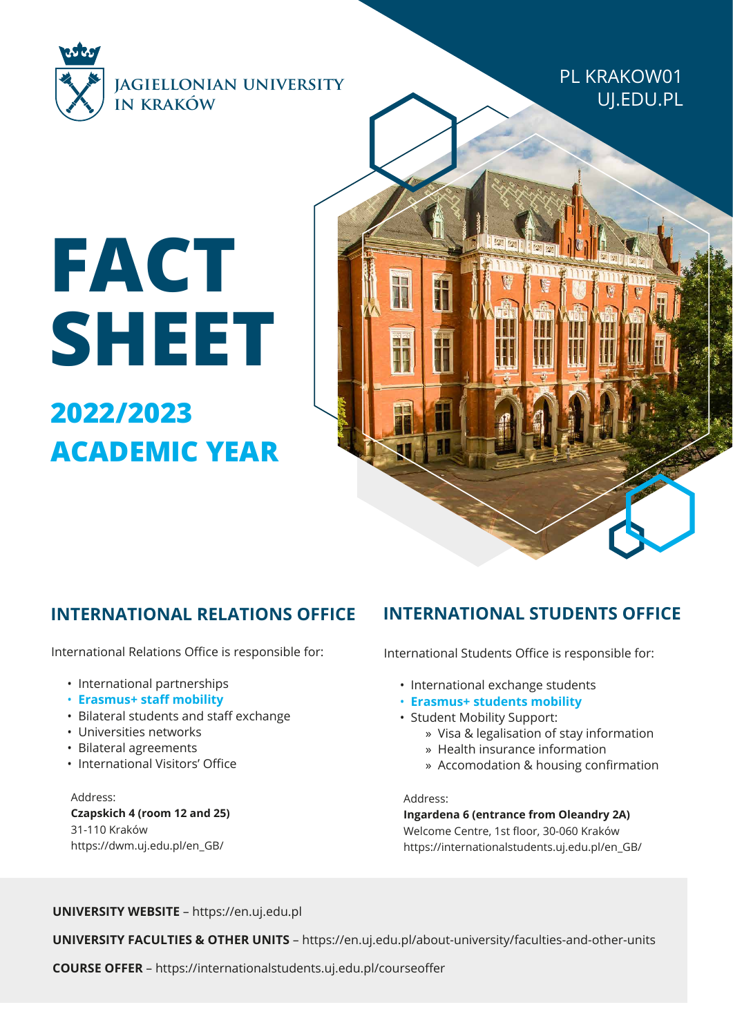JAGIELLONIAN UNIVERSITY
IN KRAKÓW

PL KRAKOW01
UJ.EDU.PL

# FACT SHEET

## 2022/2023 ACADEMIC YEAR

## INTERNATIONAL RELATIONS OFFICE

International Relations Office is responsible for:

- International partnerships
- **Erasmus+ staff mobility**
- Bilateral students and staff exchange
- Universities networks
- Bilateral agreements
- International Visitors' Office

Address:
**Czapskich 4 (room 12 and 25)**
31-110 Kraków
https://dwm.uj.edu.pl/en_GB/

## INTERNATIONAL STUDENTS OFFICE

International Students Office is responsible for:

- International exchange students
- **Erasmus+ students mobility**
- Student Mobility Support:
  - Visa & legalisation of stay information
  - Health insurance information
  - Accomodation & housing confirmation

Address:
**Ingardena 6 (entrance from Oleandry 2A)**
Welcome Centre, 1st floor, 30-060 Kraków
https://internationalstudents.uj.edu.pl/en_GB/

**UNIVERSITY WEBSITE** – https://en.uj.edu.pl

**UNIVERSITY FACULTIES & OTHER UNITS** – https://en.uj.edu.pl/about-university/faculties-and-other-units

**COURSE OFFER** – https://internationalstudents.uj.edu.pl/courseoffer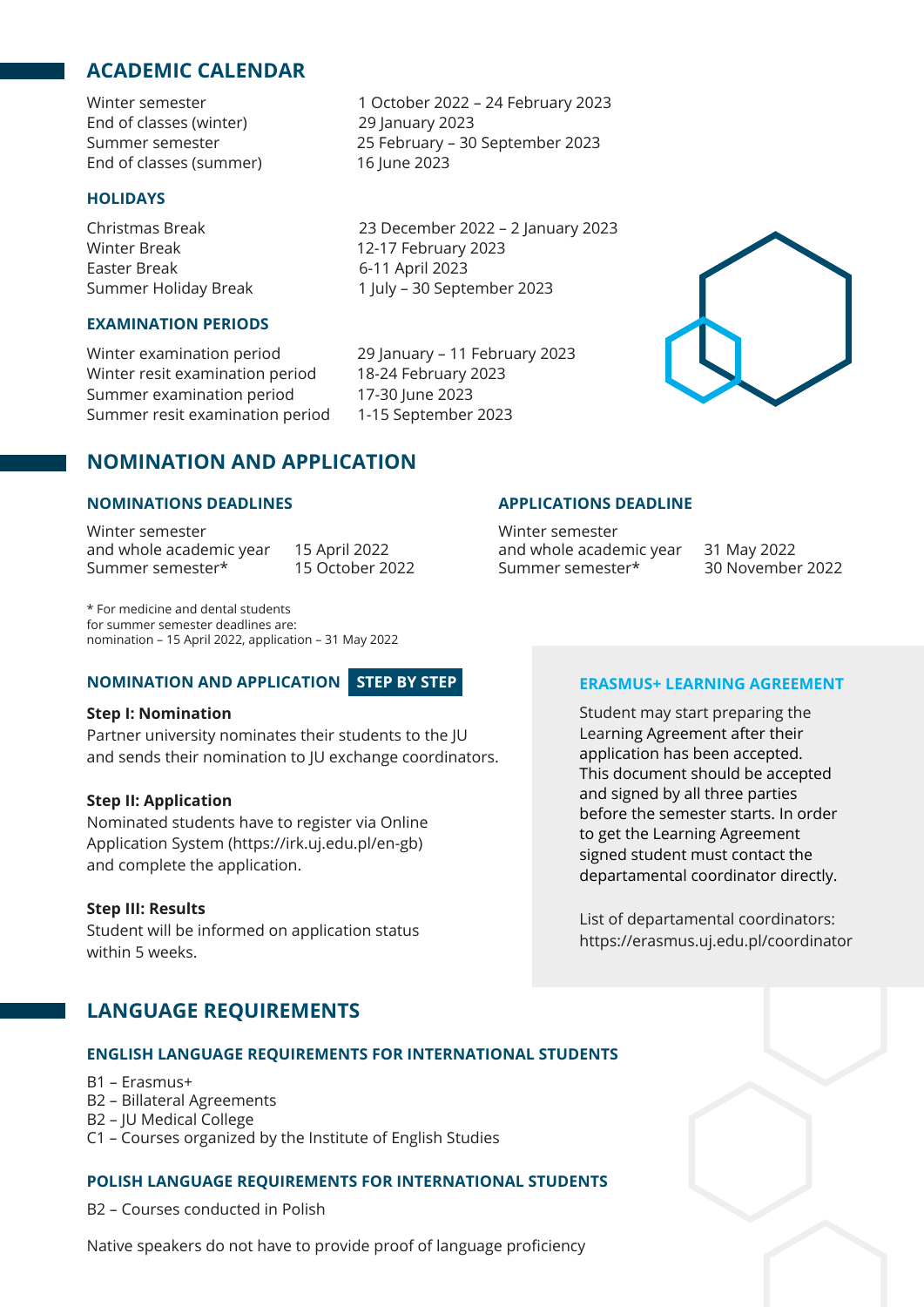## ACADEMIC CALENDAR

| | |
|---|---|
| Winter semester | 1 October 2022 – 24 February 2023 |
| End of classes (winter) | 29 January 2023 |
| Summer semester | 25 February – 30 September 2023 |
| End of classes (summer) | 16 June 2023 |

### HOLIDAYS

| | |
|---|---|
| Christmas Break | 23 December 2022 – 2 January 2023 |
| Winter Break | 12-17 February 2023 |
| Easter Break | 6-11 April 2023 |
| Summer Holiday Break | 1 July – 30 September 2023 |

### EXAMINATION PERIODS

| | |
|---|---|
| Winter examination period | 29 January – 11 February 2023 |
| Winter resit examination period | 18-24 February 2023 |
| Summer examination period | 17-30 June 2023 |
| Summer resit examination period | 1-15 September 2023 |

## NOMINATION AND APPLICATION

### NOMINATIONS DEADLINES

| | |
|---|---|
| Winter semester and whole academic year | 15 April 2022 |
| Summer semester* | 15 October 2022 |

### APPLICATIONS DEADLINE

| | |
|---|---|
| Winter semester and whole academic year | 31 May 2022 |
| Summer semester* | 30 November 2022 |

* For medicine and dental students for summer semester deadlines are: nomination – 15 April 2022, application – 31 May 2022

### NOMINATION AND APPLICATION STEP BY STEP

**Step I: Nomination**
Partner university nominates their students to the JU and sends their nomination to JU exchange coordinators.

**Step II: Application**
Nominated students have to register via Online Application System (https://irk.uj.edu.pl/en-gb) and complete the application.

**Step III: Results**
Student will be informed on application status within 5 weeks.

### ERASMUS+ LEARNING AGREEMENT

Student may start preparing the Learning Agreement after their application has been accepted. This document should be accepted and signed by all three parties before the semester starts. In order to get the Learning Agreement signed student must contact the departamental coordinator directly.

List of departamental coordinators: https://erasmus.uj.edu.pl/coordinator

## LANGUAGE REQUIREMENTS

### ENGLISH LANGUAGE REQUIREMENTS FOR INTERNATIONAL STUDENTS

B1 – Erasmus+
B2 – Billateral Agreements
B2 – JU Medical College
C1 – Courses organized by the Institute of English Studies

### POLISH LANGUAGE REQUIREMENTS FOR INTERNATIONAL STUDENTS

B2 – Courses conducted in Polish

Native speakers do not have to provide proof of language proficiency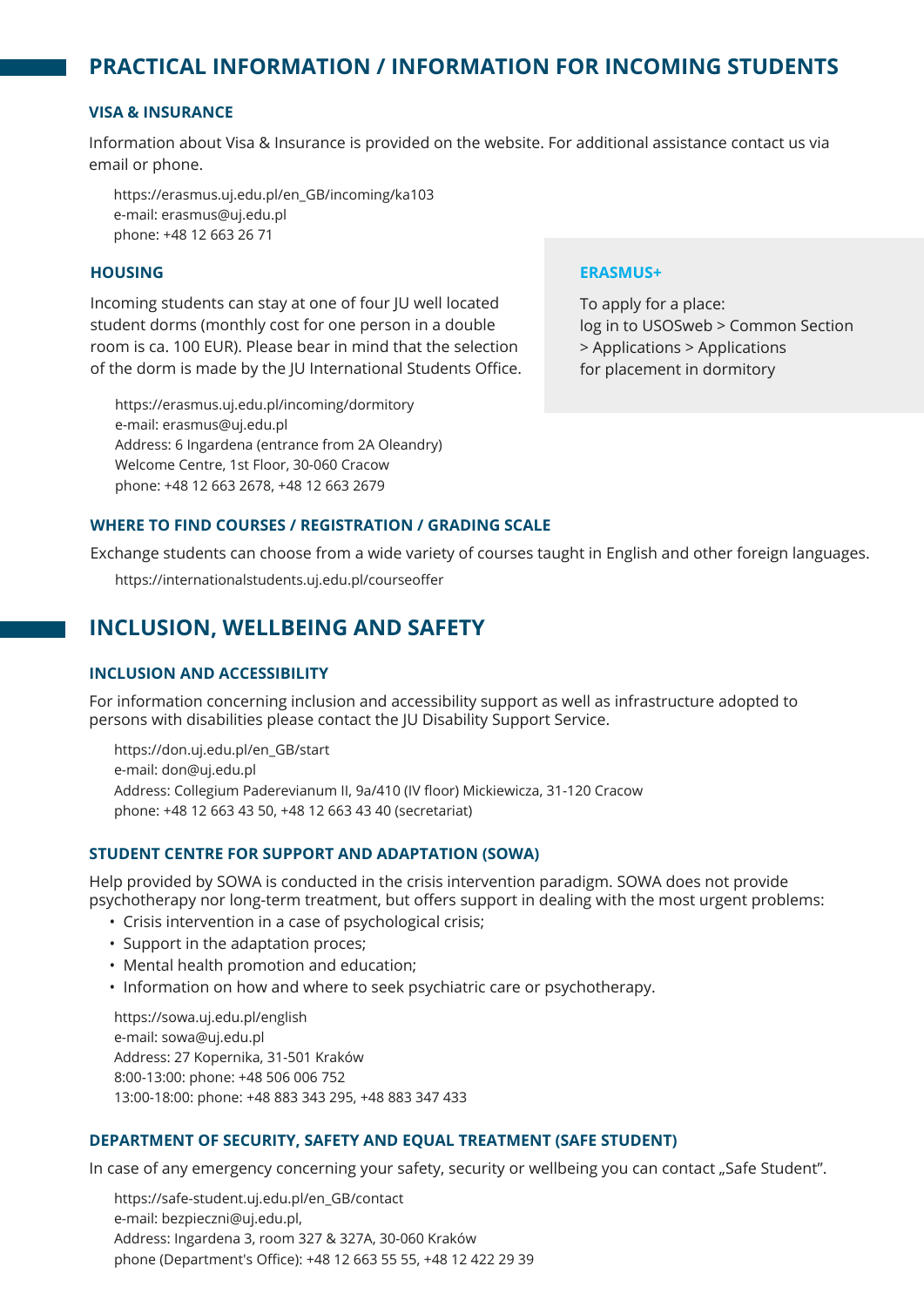## PRACTICAL INFORMATION / INFORMATION FOR INCOMING STUDENTS

### VISA & INSURANCE

Information about Visa & Insurance is provided on the website. For additional assistance contact us via email or phone.

https://erasmus.uj.edu.pl/en_GB/incoming/ka103
e-mail: erasmus@uj.edu.pl
phone: +48 12 663 26 71

### HOUSING

Incoming students can stay at one of four JU well located student dorms (monthly cost for one person in a double room is ca. 100 EUR). Please bear in mind that the selection of the dorm is made by the JU International Students Office.

https://erasmus.uj.edu.pl/incoming/dormitory
e-mail: erasmus@uj.edu.pl
Address: 6 Ingardena (entrance from 2A Oleandry)
Welcome Centre, 1st Floor, 30-060 Cracow
phone: +48 12 663 2678, +48 12 663 2679

**ERASMUS+**

To apply for a place:
log in to USOSweb > Common Section > Applications > Applications for placement in dormitory

### WHERE TO FIND COURSES / REGISTRATION / GRADING SCALE

Exchange students can choose from a wide variety of courses taught in English and other foreign languages.

https://internationalstudents.uj.edu.pl/courseoffer

## INCLUSION, WELLBEING AND SAFETY

### INCLUSION AND ACCESSIBILITY

For information concerning inclusion and accessibility support as well as infrastructure adopted to persons with disabilities please contact the JU Disability Support Service.

https://don.uj.edu.pl/en_GB/start
e-mail: don@uj.edu.pl
Address: Collegium Paderevianum II, 9a/410 (IV floor) Mickiewicza, 31-120 Cracow
phone: +48 12 663 43 50, +48 12 663 43 40 (secretariat)

### STUDENT CENTRE FOR SUPPORT AND ADAPTATION (SOWA)

Help provided by SOWA is conducted in the crisis intervention paradigm. SOWA does not provide psychotherapy nor long-term treatment, but offers support in dealing with the most urgent problems:

- Crisis intervention in a case of psychological crisis;
- Support in the adaptation proces;
- Mental health promotion and education;
- Information on how and where to seek psychiatric care or psychotherapy.

https://sowa.uj.edu.pl/english
e-mail: sowa@uj.edu.pl
Address: 27 Kopernika, 31-501 Kraków
8:00-13:00: phone: +48 506 006 752
13:00-18:00: phone: +48 883 343 295, +48 883 347 433

### DEPARTMENT OF SECURITY, SAFETY AND EQUAL TREATMENT (SAFE STUDENT)

In case of any emergency concerning your safety, security or wellbeing you can contact „Safe Student".

https://safe-student.uj.edu.pl/en_GB/contact
e-mail: bezpieczni@uj.edu.pl,
Address: Ingardena 3, room 327 & 327A, 30-060 Kraków
phone (Department's Office): +48 12 663 55 55, +48 12 422 29 39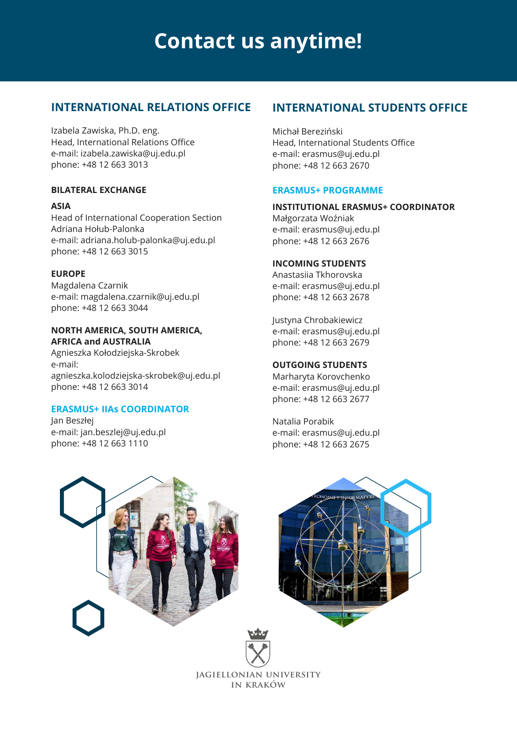# Contact us anytime!

## INTERNATIONAL RELATIONS OFFICE

Izabela Zawiska, Ph.D. eng.
Head, International Relations Office
e-mail: izabela.zawiska@uj.edu.pl
phone: +48 12 663 3013

### BILATERAL EXCHANGE

**ASIA**
Head of International Cooperation Section
Adriana Hołub-Palonka
e-mail: adriana.holub-palonka@uj.edu.pl
phone: +48 12 663 3015

**EUROPE**
Magdalena Czarnik
e-mail: magdalena.czarnik@uj.edu.pl
phone: +48 12 663 3044

**NORTH AMERICA, SOUTH AMERICA, AFRICA and AUSTRALIA**
Agnieszka Kołodziejska-Skrobek
e-mail:
agnieszka.kolodziejska-skrobek@uj.edu.pl
phone: +48 12 663 3014

### ERASMUS+ IIAs COORDINATOR

Jan Beszłej
e-mail: jan.beszlej@uj.edu.pl
phone: +48 12 663 1110

## INTERNATIONAL STUDENTS OFFICE

Michał Bereziński
Head, International Students Office
e-mail: erasmus@uj.edu.pl
phone: +48 12 663 2670

### ERASMUS+ PROGRAMME

**INSTITUTIONAL ERASMUS+ COORDINATOR**
Małgorzata Woźniak
e-mail: erasmus@uj.edu.pl
phone: +48 12 663 2676

**INCOMING STUDENTS**
Anastasiia Tkhorovska
e-mail: erasmus@uj.edu.pl
phone: +48 12 663 2678

Justyna Chrobakiewicz
e-mail: erasmus@uj.edu.pl
phone: +48 12 663 2679

**OUTGOING STUDENTS**
Marharyta Korovchenko
e-mail: erasmus@uj.edu.pl
phone: +48 12 663 2677

Natalia Porabik
e-mail: erasmus@uj.edu.pl
phone: +48 12 663 2675

JAGIELLONIAN UNIVERSITY
IN KRAKÓW